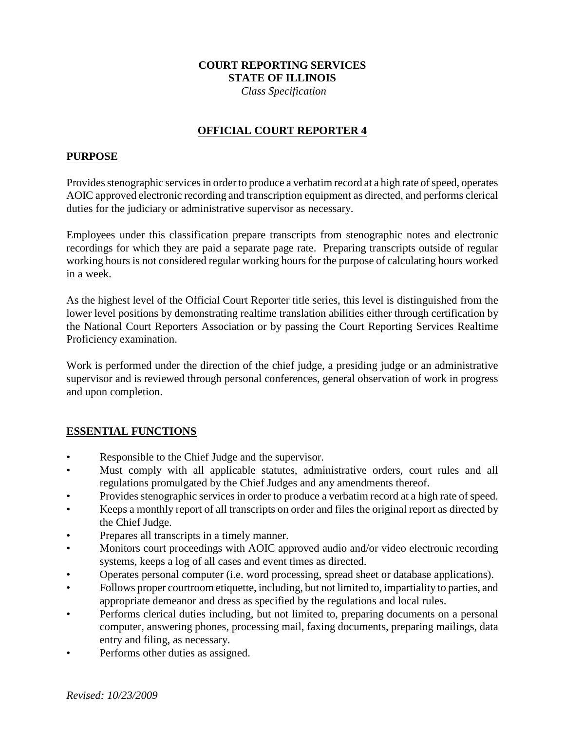**COURT REPORTING SERVICES**
**STATE OF ILLINOIS**
*Class Specification*

# OFFICIAL COURT REPORTER 4

## PURPOSE

Provides stenographic services in order to produce a verbatim record at a high rate of speed, operates AOIC approved electronic recording and transcription equipment as directed, and performs clerical duties for the judiciary or administrative supervisor as necessary.

Employees under this classification prepare transcripts from stenographic notes and electronic recordings for which they are paid a separate page rate. Preparing transcripts outside of regular working hours is not considered regular working hours for the purpose of calculating hours worked in a week.

As the highest level of the Official Court Reporter title series, this level is distinguished from the lower level positions by demonstrating realtime translation abilities either through certification by the National Court Reporters Association or by passing the Court Reporting Services Realtime Proficiency examination.

Work is performed under the direction of the chief judge, a presiding judge or an administrative supervisor and is reviewed through personal conferences, general observation of work in progress and upon completion.

## ESSENTIAL FUNCTIONS

- Responsible to the Chief Judge and the supervisor.
- Must comply with all applicable statutes, administrative orders, court rules and all regulations promulgated by the Chief Judges and any amendments thereof.
- Provides stenographic services in order to produce a verbatim record at a high rate of speed.
- Keeps a monthly report of all transcripts on order and files the original report as directed by the Chief Judge.
- Prepares all transcripts in a timely manner.
- Monitors court proceedings with AOIC approved audio and/or video electronic recording systems, keeps a log of all cases and event times as directed.
- Operates personal computer (i.e. word processing, spread sheet or database applications).
- Follows proper courtroom etiquette, including, but not limited to, impartiality to parties, and appropriate demeanor and dress as specified by the regulations and local rules.
- Performs clerical duties including, but not limited to, preparing documents on a personal computer, answering phones, processing mail, faxing documents, preparing mailings, data entry and filing, as necessary.
- Performs other duties as assigned.

*Revised: 10/23/2009*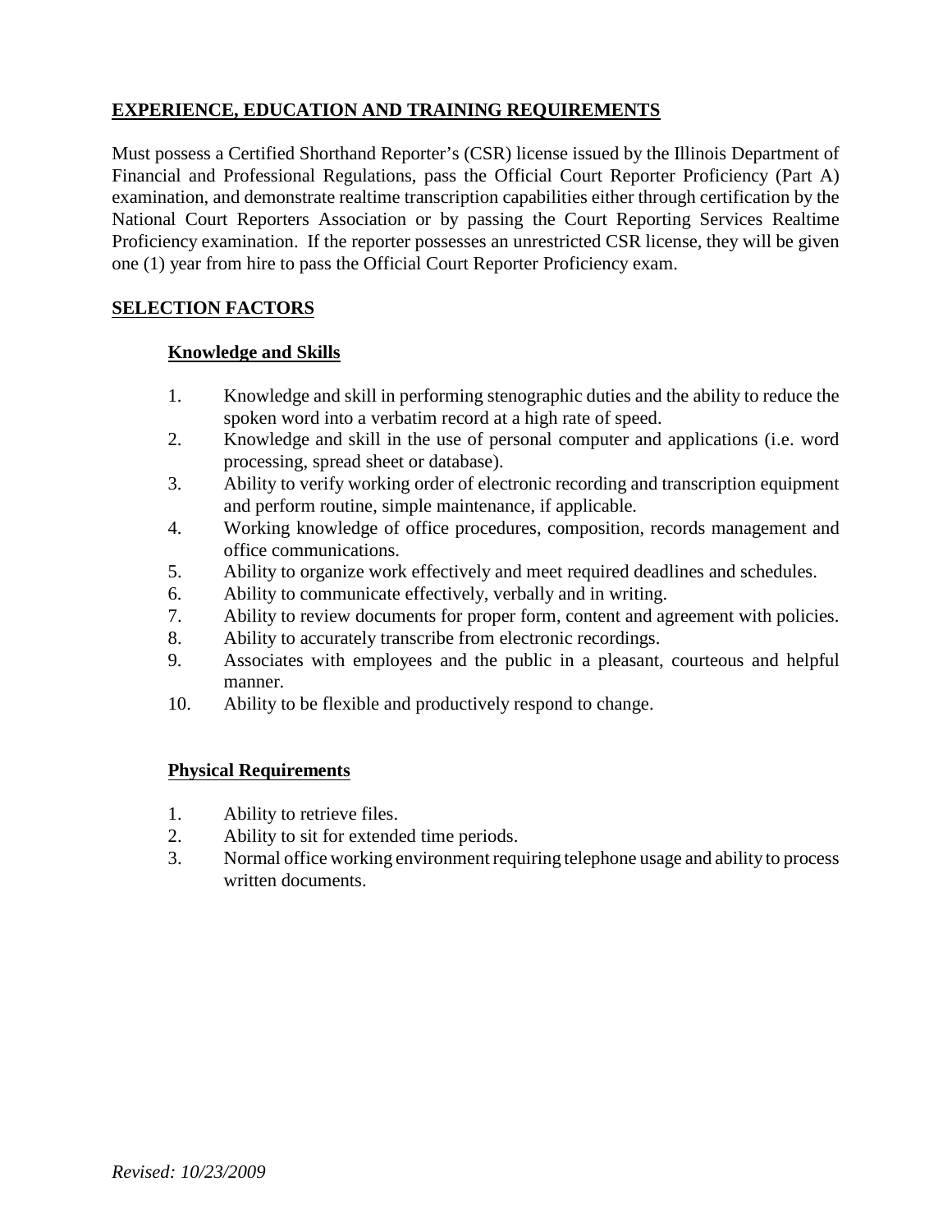## EXPERIENCE, EDUCATION AND TRAINING REQUIREMENTS

Must possess a Certified Shorthand Reporter's (CSR) license issued by the Illinois Department of Financial and Professional Regulations, pass the Official Court Reporter Proficiency (Part A) examination, and demonstrate realtime transcription capabilities either through certification by the National Court Reporters Association or by passing the Court Reporting Services Realtime Proficiency examination. If the reporter possesses an unrestricted CSR license, they will be given one (1) year from hire to pass the Official Court Reporter Proficiency exam.

## SELECTION FACTORS

### Knowledge and Skills

1. Knowledge and skill in performing stenographic duties and the ability to reduce the spoken word into a verbatim record at a high rate of speed.
2. Knowledge and skill in the use of personal computer and applications (i.e. word processing, spread sheet or database).
3. Ability to verify working order of electronic recording and transcription equipment and perform routine, simple maintenance, if applicable.
4. Working knowledge of office procedures, composition, records management and office communications.
5. Ability to organize work effectively and meet required deadlines and schedules.
6. Ability to communicate effectively, verbally and in writing.
7. Ability to review documents for proper form, content and agreement with policies.
8. Ability to accurately transcribe from electronic recordings.
9. Associates with employees and the public in a pleasant, courteous and helpful manner.
10. Ability to be flexible and productively respond to change.

### Physical Requirements

1. Ability to retrieve files.
2. Ability to sit for extended time periods.
3. Normal office working environment requiring telephone usage and ability to process written documents.

*Revised: 10/23/2009*